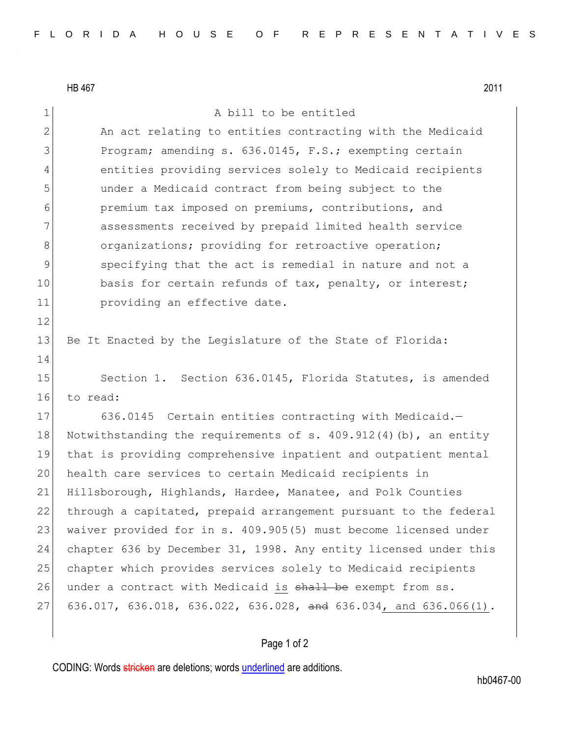HB 467 2011

A bill to be entitled

An act relating to entities contracting with the Medicaid Program; amending s. 636.0145, F.S.; exempting certain entities providing services solely to Medicaid recipients under a Medicaid contract from being subject to the premium tax imposed on premiums, contributions, and assessments received by prepaid limited health service organizations; providing for retroactive operation; specifying that the act is remedial in nature and not a basis for certain refunds of tax, penalty, or interest; providing an effective date.

Be It Enacted by the Legislature of the State of Florida:

Section 1. Section 636.0145, Florida Statutes, is amended to read:

636.0145 Certain entities contracting with Medicaid.—Notwithstanding the requirements of s. 409.912(4)(b), an entity that is providing comprehensive inpatient and outpatient mental health care services to certain Medicaid recipients in Hillsborough, Highlands, Hardee, Manatee, and Polk Counties through a capitated, prepaid arrangement pursuant to the federal waiver provided for in s. 409.905(5) must become licensed under chapter 636 by December 31, 1998. Any entity licensed under this chapter which provides services solely to Medicaid recipients under a contract with Medicaid <u>is</u> ~~shall be~~ exempt from ss. 636.017, 636.018, 636.022, 636.028, ~~and~~ 636.034<u>, and 636.066(1)</u>.

CODING: Words ~~stricken~~ are deletions; words <u>underlined</u> are additions.

hb0467-00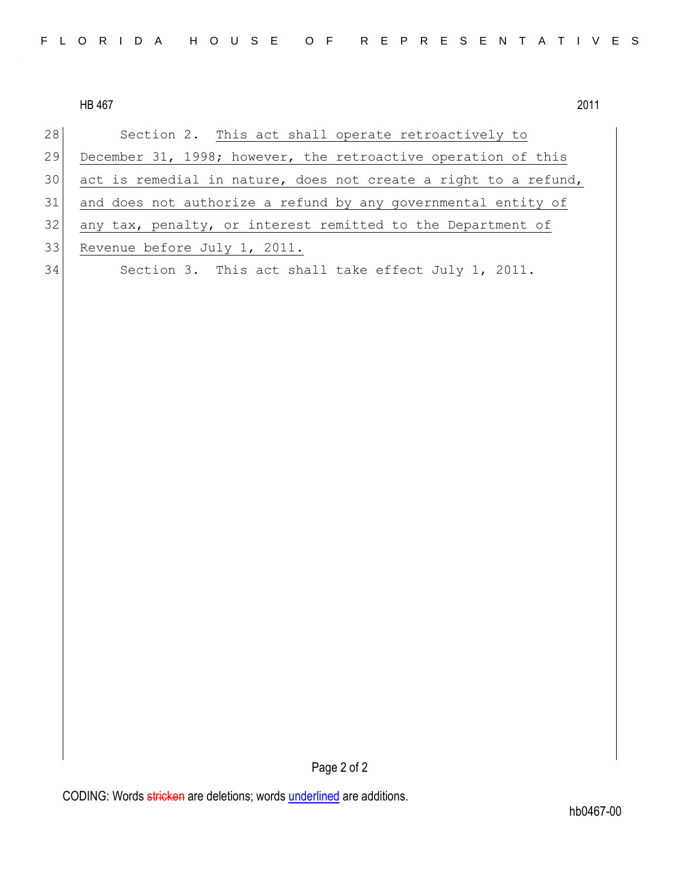Section 2. This act shall operate retroactively to December 31, 1998; however, the retroactive operation of this act is remedial in nature, does not create a right to a refund, and does not authorize a refund by any governmental entity of any tax, penalty, or interest remitted to the Department of Revenue before July 1, 2011.

Section 3. This act shall take effect July 1, 2011.